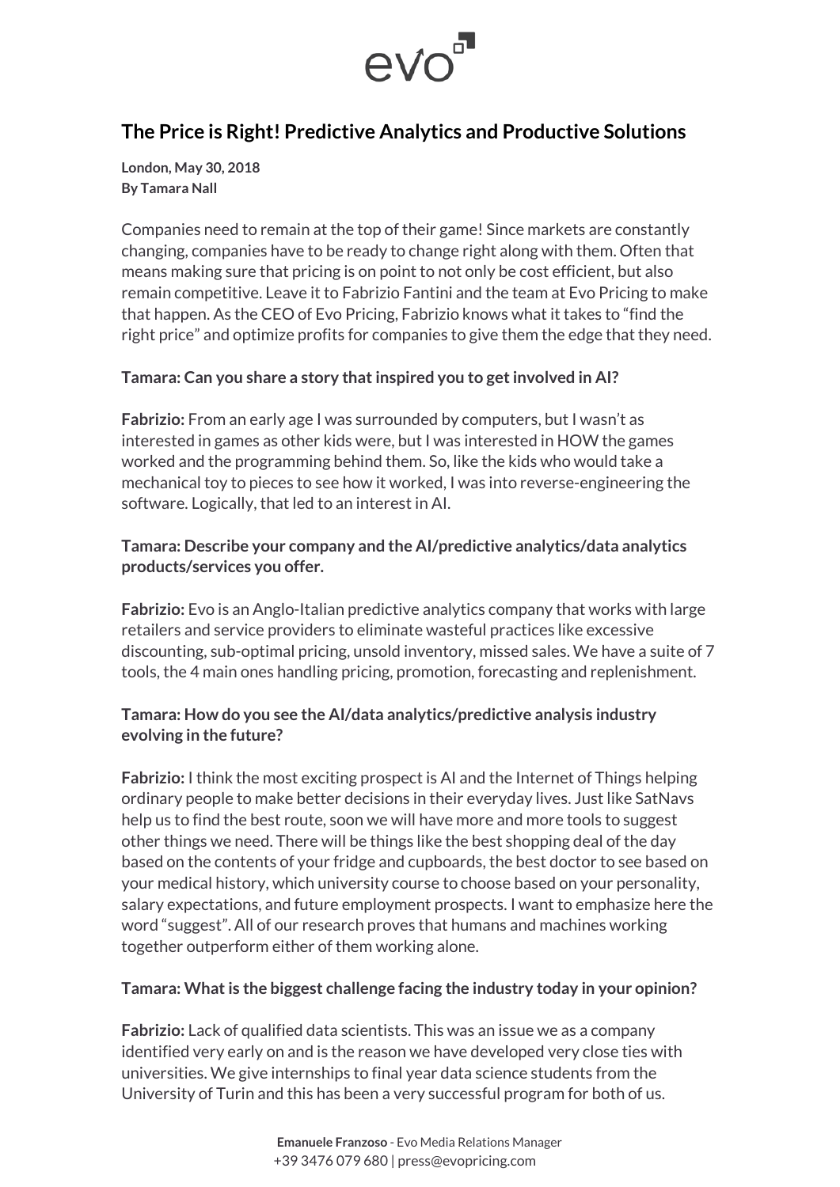# The Price is Right! Predictive Analytics and Productive Solutions

**London, May 30, 2018**
**By Tamara Nall**

Companies need to remain at the top of their game! Since markets are constantly changing, companies have to be ready to change right along with them. Often that means making sure that pricing is on point to not only be cost efficient, but also remain competitive. Leave it to Fabrizio Fantini and the team at Evo Pricing to make that happen. As the CEO of Evo Pricing, Fabrizio knows what it takes to "find the right price" and optimize profits for companies to give them the edge that they need.

**Tamara: Can you share a story that inspired you to get involved in AI?**

**Fabrizio:** From an early age I was surrounded by computers, but I wasn't as interested in games as other kids were, but I was interested in HOW the games worked and the programming behind them. So, like the kids who would take a mechanical toy to pieces to see how it worked, I was into reverse-engineering the software. Logically, that led to an interest in AI.

**Tamara: Describe your company and the AI/predictive analytics/data analytics products/services you offer.**

**Fabrizio:** Evo is an Anglo-Italian predictive analytics company that works with large retailers and service providers to eliminate wasteful practices like excessive discounting, sub-optimal pricing, unsold inventory, missed sales. We have a suite of 7 tools, the 4 main ones handling pricing, promotion, forecasting and replenishment.

**Tamara: How do you see the AI/data analytics/predictive analysis industry evolving in the future?**

**Fabrizio:** I think the most exciting prospect is AI and the Internet of Things helping ordinary people to make better decisions in their everyday lives. Just like SatNavs help us to find the best route, soon we will have more and more tools to suggest other things we need. There will be things like the best shopping deal of the day based on the contents of your fridge and cupboards, the best doctor to see based on your medical history, which university course to choose based on your personality, salary expectations, and future employment prospects. I want to emphasize here the word "suggest". All of our research proves that humans and machines working together outperform either of them working alone.

**Tamara: What is the biggest challenge facing the industry today in your opinion?**

**Fabrizio:** Lack of qualified data scientists. This was an issue we as a company identified very early on and is the reason we have developed very close ties with universities. We give internships to final year data science students from the University of Turin and this has been a very successful program for both of us.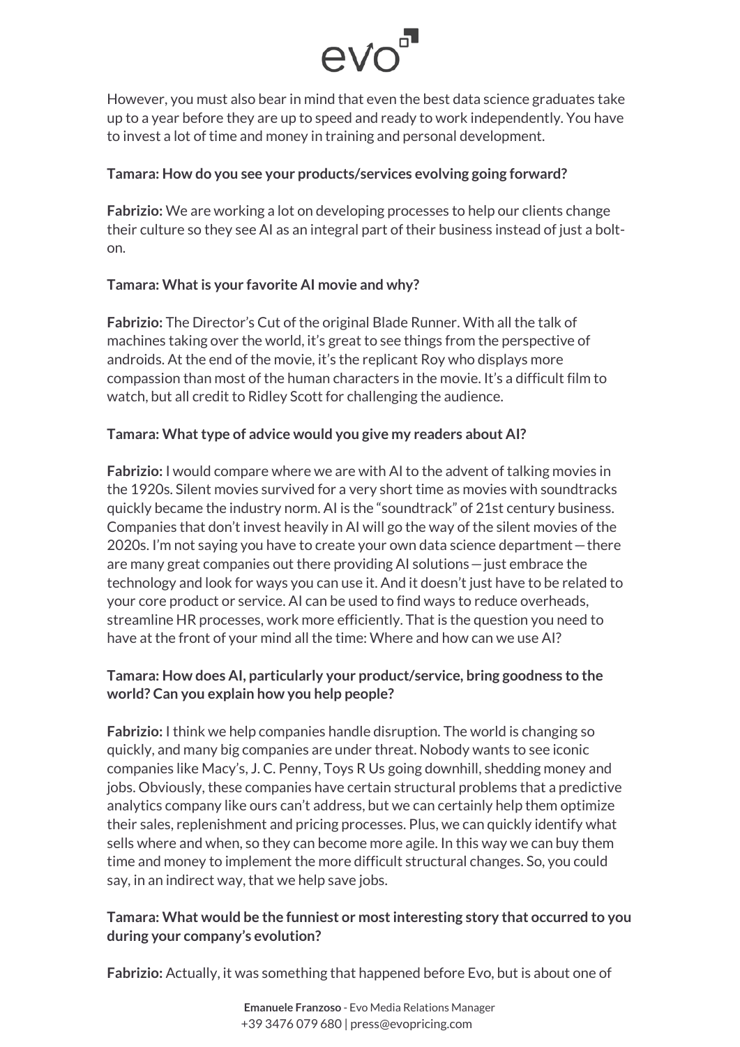However, you must also bear in mind that even the best data science graduates take up to a year before they are up to speed and ready to work independently. You have to invest a lot of time and money in training and personal development.

**Tamara: How do you see your products/services evolving going forward?**

**Fabrizio:** We are working a lot on developing processes to help our clients change their culture so they see AI as an integral part of their business instead of just a bolt-on.

**Tamara: What is your favorite AI movie and why?**

**Fabrizio:** The Director's Cut of the original Blade Runner. With all the talk of machines taking over the world, it's great to see things from the perspective of androids. At the end of the movie, it's the replicant Roy who displays more compassion than most of the human characters in the movie. It's a difficult film to watch, but all credit to Ridley Scott for challenging the audience.

**Tamara: What type of advice would you give my readers about AI?**

**Fabrizio:** I would compare where we are with AI to the advent of talking movies in the 1920s. Silent movies survived for a very short time as movies with soundtracks quickly became the industry norm. AI is the "soundtrack" of 21st century business. Companies that don't invest heavily in AI will go the way of the silent movies of the 2020s. I'm not saying you have to create your own data science department—there are many great companies out there providing AI solutions—just embrace the technology and look for ways you can use it. And it doesn't just have to be related to your core product or service. AI can be used to find ways to reduce overheads, streamline HR processes, work more efficiently. That is the question you need to have at the front of your mind all the time: Where and how can we use AI?

**Tamara: How does AI, particularly your product/service, bring goodness to the world? Can you explain how you help people?**

**Fabrizio:** I think we help companies handle disruption. The world is changing so quickly, and many big companies are under threat. Nobody wants to see iconic companies like Macy's, J. C. Penny, Toys R Us going downhill, shedding money and jobs. Obviously, these companies have certain structural problems that a predictive analytics company like ours can't address, but we can certainly help them optimize their sales, replenishment and pricing processes. Plus, we can quickly identify what sells where and when, so they can become more agile. In this way we can buy them time and money to implement the more difficult structural changes. So, you could say, in an indirect way, that we help save jobs.

**Tamara: What would be the funniest or most interesting story that occurred to you during your company's evolution?**

**Fabrizio:** Actually, it was something that happened before Evo, but is about one of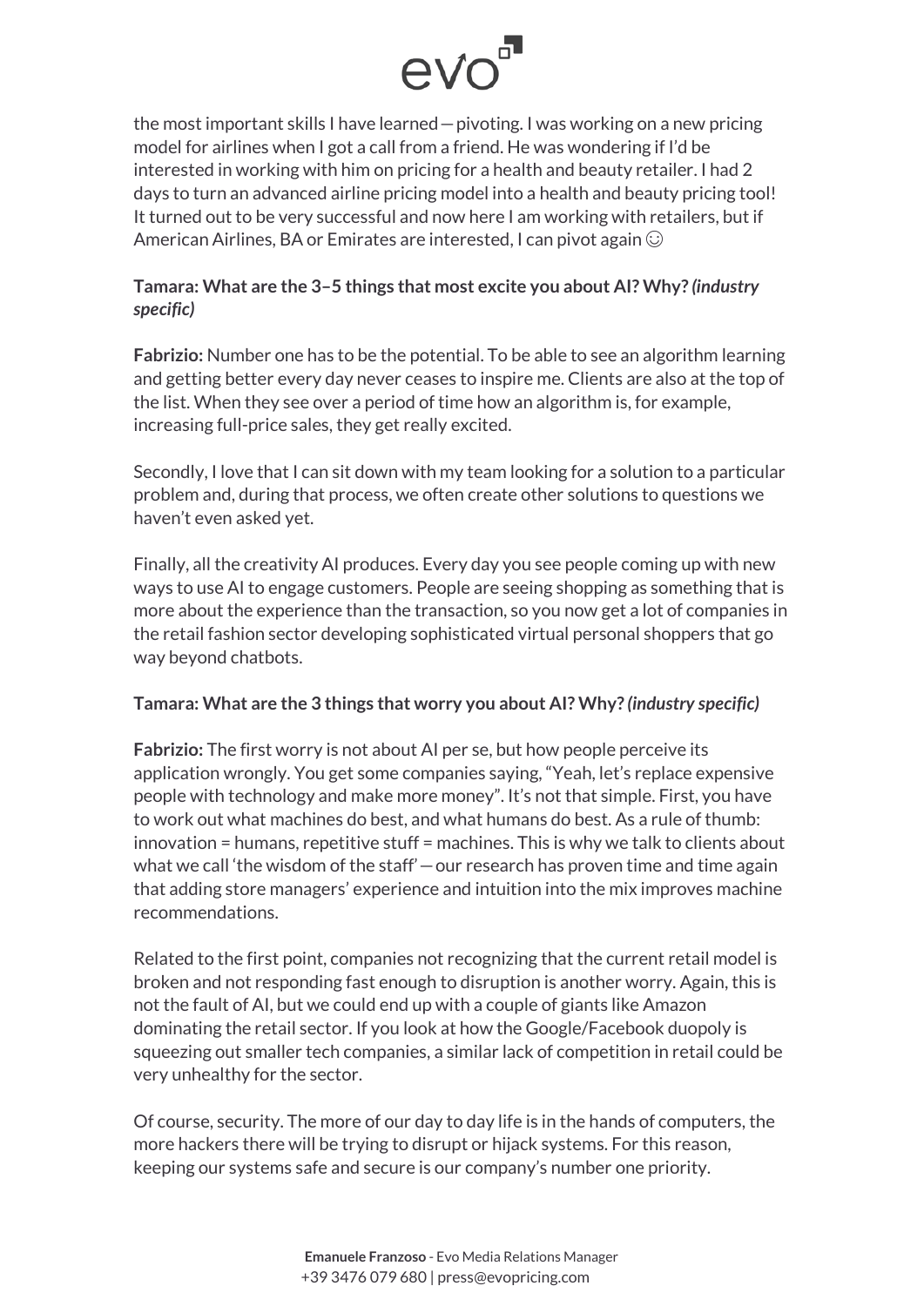the most important skills I have learned—pivoting. I was working on a new pricing model for airlines when I got a call from a friend. He was wondering if I'd be interested in working with him on pricing for a health and beauty retailer. I had 2 days to turn an advanced airline pricing model into a health and beauty pricing tool! It turned out to be very successful and now here I am working with retailers, but if American Airlines, BA or Emirates are interested, I can pivot again ☺

**Tamara: What are the 3–5 things that most excite you about AI? Why?** ***(industry specific)***

**Fabrizio:** Number one has to be the potential. To be able to see an algorithm learning and getting better every day never ceases to inspire me. Clients are also at the top of the list. When they see over a period of time how an algorithm is, for example, increasing full-price sales, they get really excited.

Secondly, I love that I can sit down with my team looking for a solution to a particular problem and, during that process, we often create other solutions to questions we haven't even asked yet.

Finally, all the creativity AI produces. Every day you see people coming up with new ways to use AI to engage customers. People are seeing shopping as something that is more about the experience than the transaction, so you now get a lot of companies in the retail fashion sector developing sophisticated virtual personal shoppers that go way beyond chatbots.

**Tamara: What are the 3 things that worry you about AI? Why?** ***(industry specific)***

**Fabrizio:** The first worry is not about AI per se, but how people perceive its application wrongly. You get some companies saying, "Yeah, let's replace expensive people with technology and make more money". It's not that simple. First, you have to work out what machines do best, and what humans do best. As a rule of thumb: innovation = humans, repetitive stuff = machines. This is why we talk to clients about what we call 'the wisdom of the staff'—our research has proven time and time again that adding store managers' experience and intuition into the mix improves machine recommendations.

Related to the first point, companies not recognizing that the current retail model is broken and not responding fast enough to disruption is another worry. Again, this is not the fault of AI, but we could end up with a couple of giants like Amazon dominating the retail sector. If you look at how the Google/Facebook duopoly is squeezing out smaller tech companies, a similar lack of competition in retail could be very unhealthy for the sector.

Of course, security. The more of our day to day life is in the hands of computers, the more hackers there will be trying to disrupt or hijack systems. For this reason, keeping our systems safe and secure is our company's number one priority.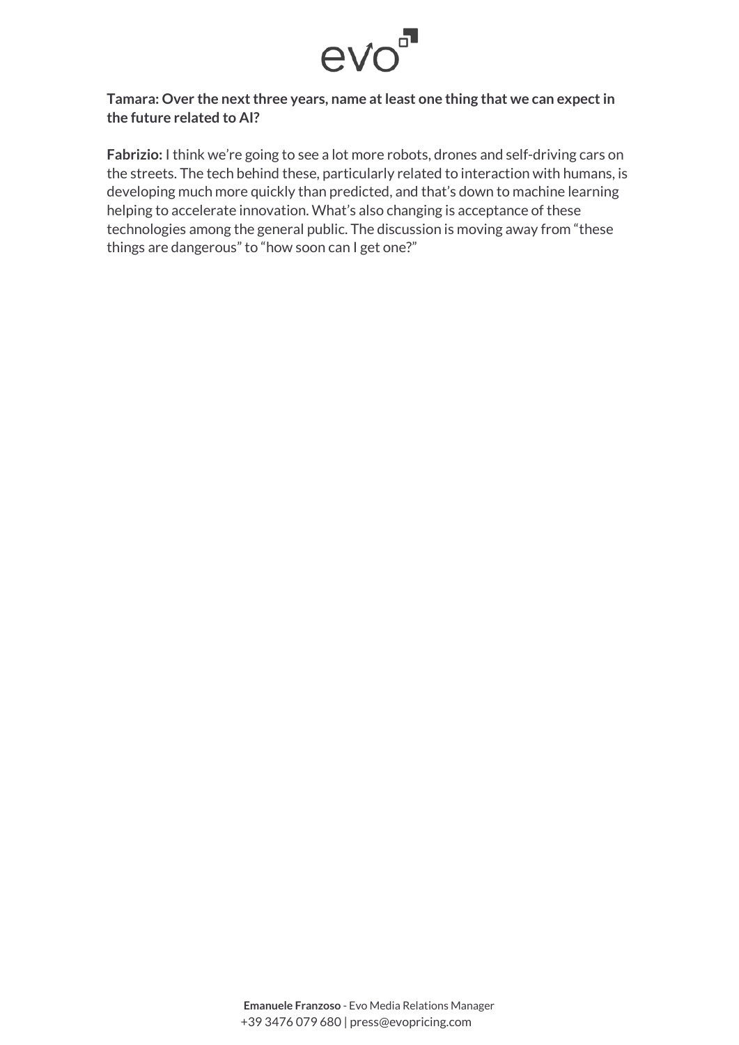**Tamara: Over the next three years, name at least one thing that we can expect in the future related to AI?**

**Fabrizio:** I think we're going to see a lot more robots, drones and self-driving cars on the streets. The tech behind these, particularly related to interaction with humans, is developing much more quickly than predicted, and that's down to machine learning helping to accelerate innovation. What's also changing is acceptance of these technologies among the general public. The discussion is moving away from "these things are dangerous" to "how soon can I get one?"